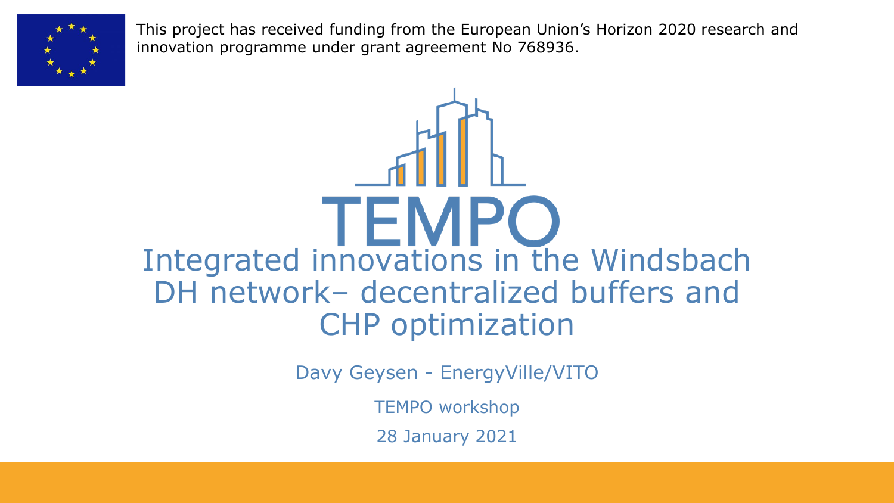This project has received funding from the European Union's Horizon 2020 research and innovation programme under grant agreement No 768936.

TEMPO

# Integrated innovations in the Windsbach DH network– decentralized buffers and CHP optimization

Davy Geysen - EnergyVille/VITO

TEMPO workshop

28 January 2021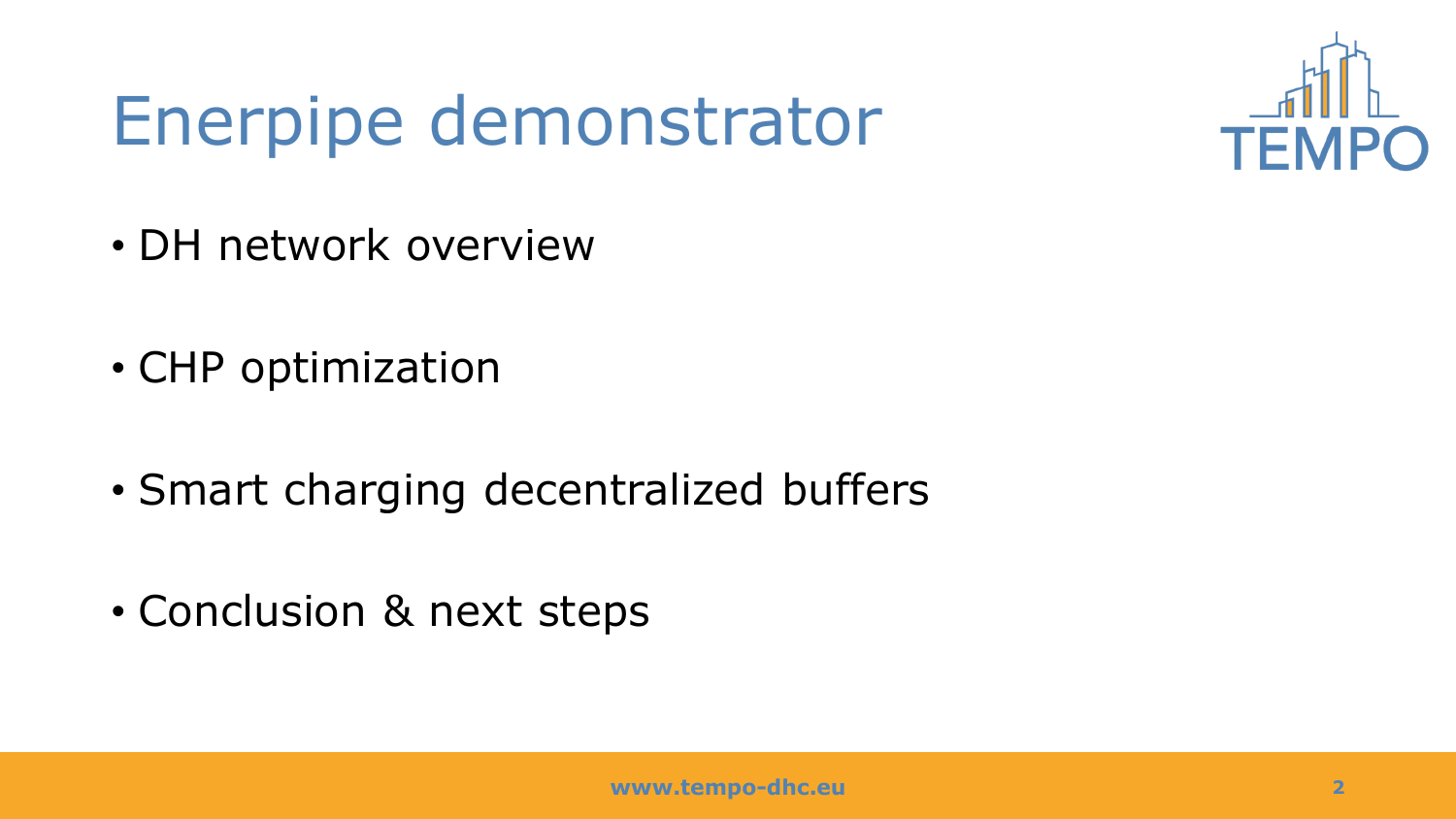# Enerpipe demonstrator

- DH network overview
- CHP optimization
- Smart charging decentralized buffers
- Conclusion & next steps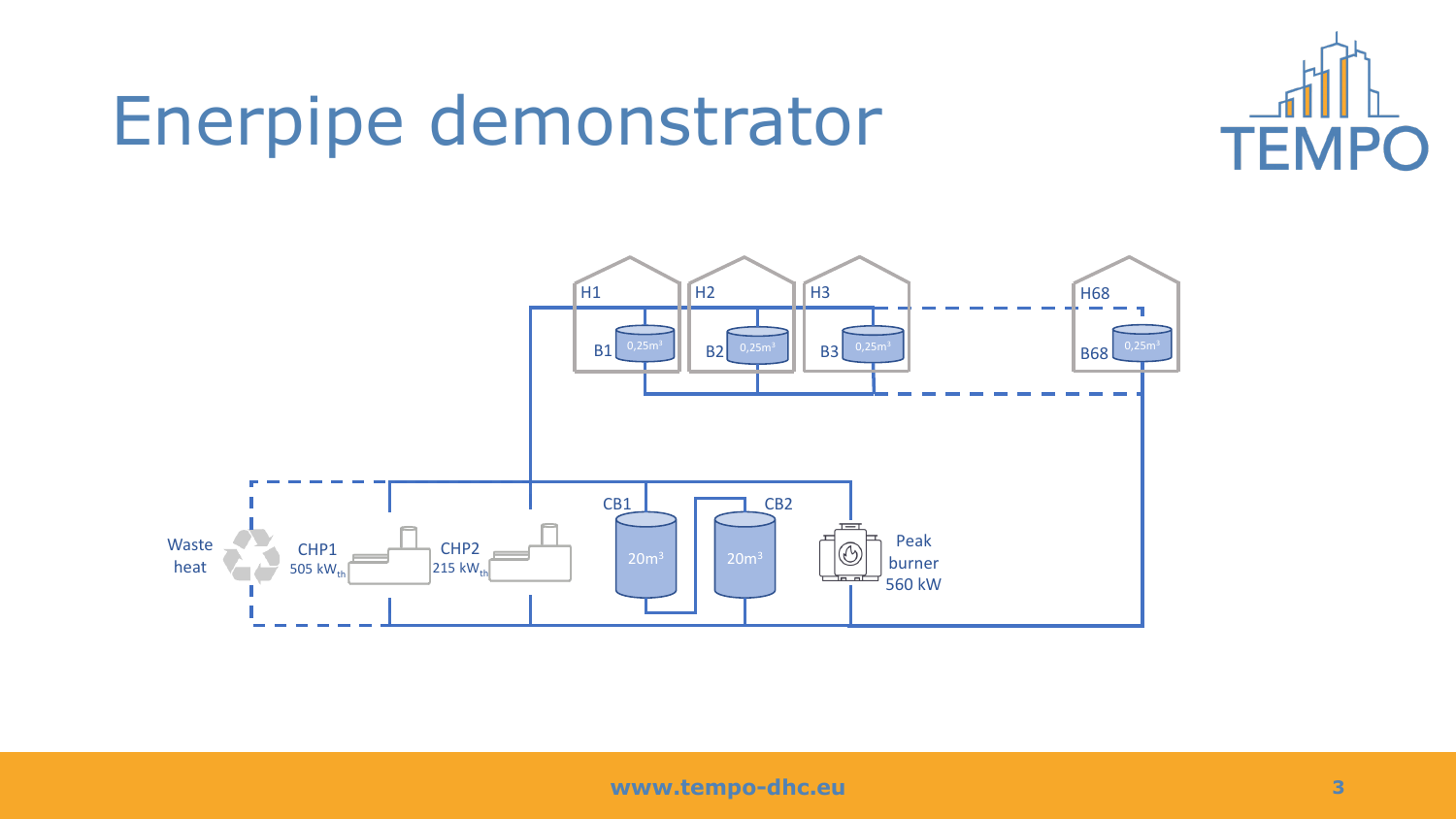# Enerpipe demonstrator

H1, H2, H3, H68

B1 0,25m³, B2 0,25m³, B3 0,25m³, B68 0,25m³

Waste heat

CHP1 505 $kW_{th}$

CHP2 215 $kW_{th}$

CB1 20m³

CB2 20m³

Peak burner 560 kW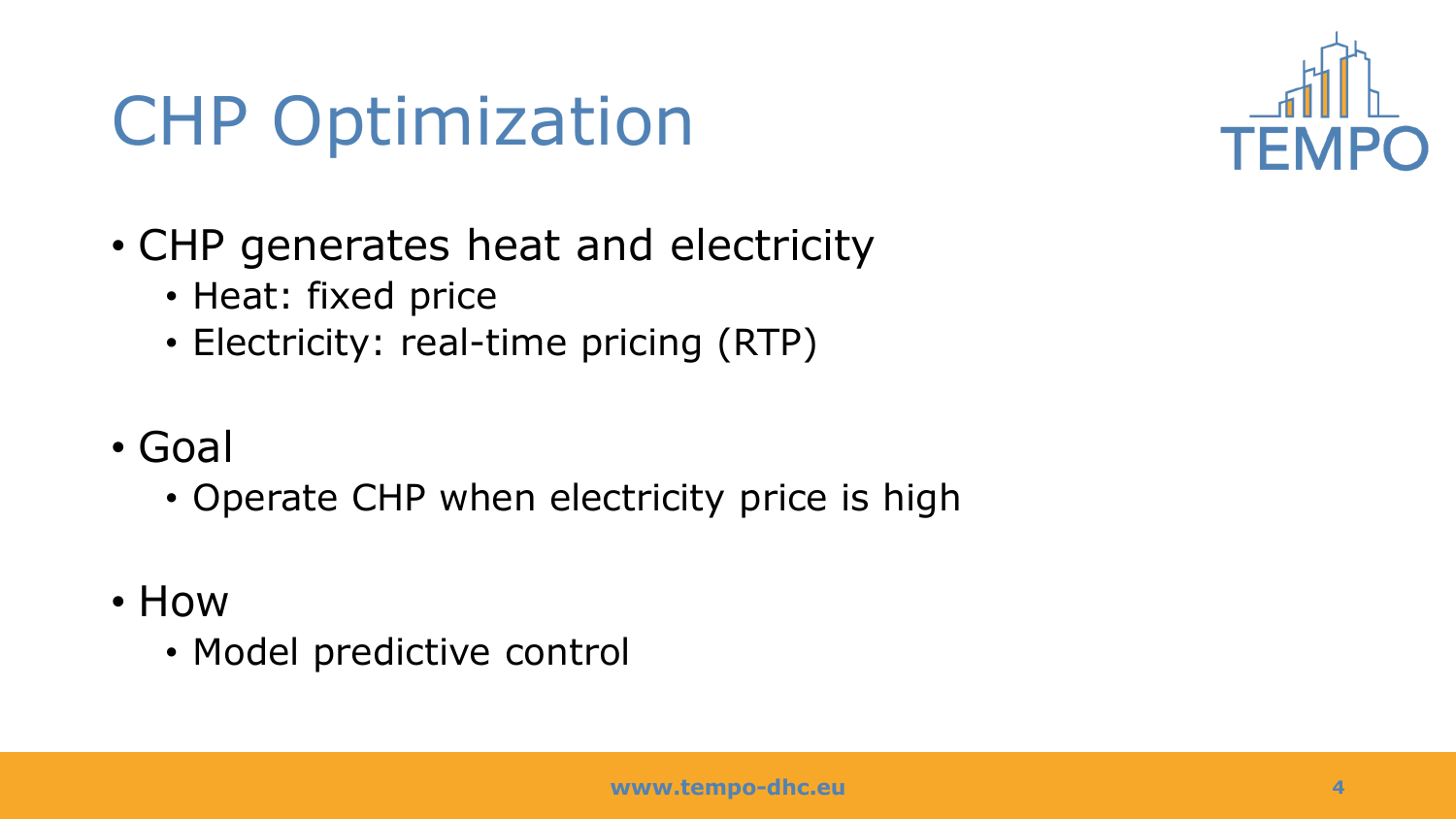# CHP Optimization

- CHP generates heat and electricity
  - Heat: fixed price
  - Electricity: real-time pricing (RTP)
- Goal
  - Operate CHP when electricity price is high
- How
  - Model predictive control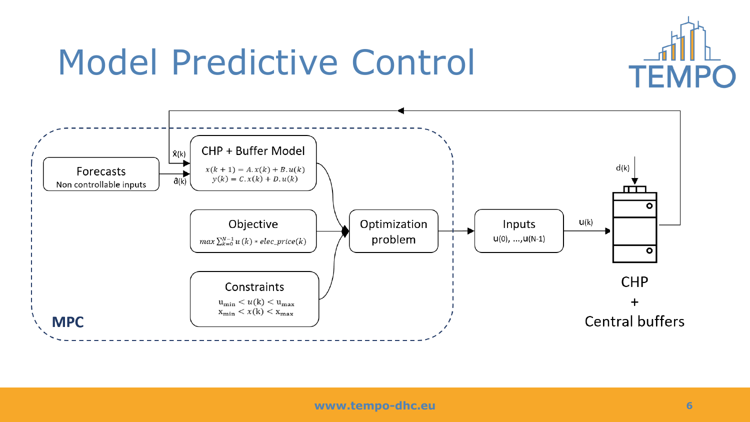# Model Predictive Control

**MPC**

**Forecasts**
Non controllable inputs

$\hat{x}(k)$

$\hat{d}(k)$

**CHP + Buffer Model**

$$x(k+1) = A.x(k) + B.u(k)$$
$$y(k) = C.x(k) + D.u(k)$$

**Objective**

$$max \sum_{k=0}^{N-1} u(k) * elec\_price(k)$$

**Constraints**

$$u_{min} < u(k) < u_{max}$$
$$x_{min} < x(k) < x_{max}$$

**Optimization problem**

**Inputs**
$u(0), \ldots, u(N-1)$

$u(k)$

$d(k)$

CHP + Central buffers

www.tempo-dhc.eu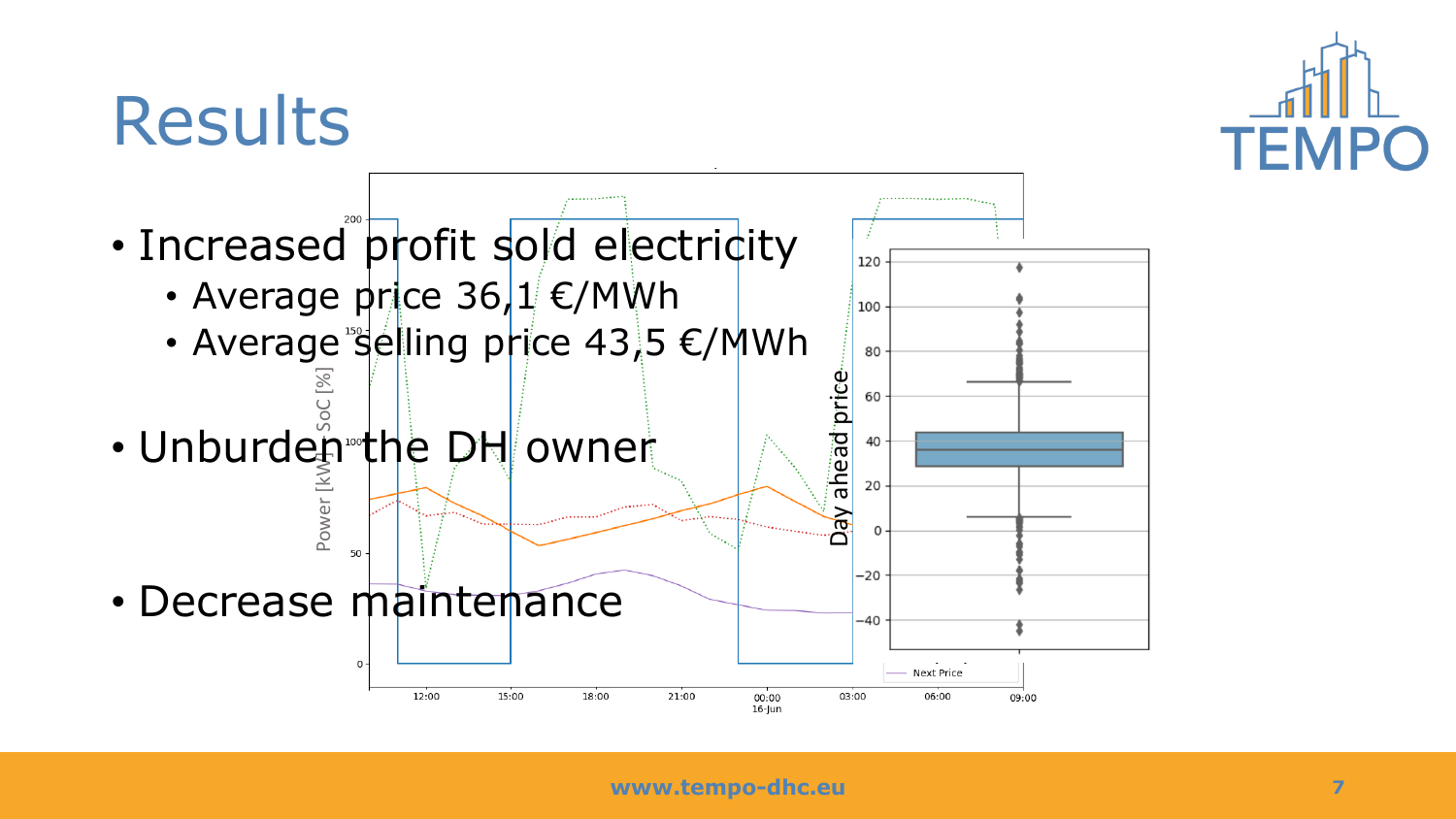# Results

- Increased profit sold electricity
  - Average price 36,1 €/MWh
  - Average selling price 43,5 €/MWh
- Unburden the DH owner
- Decrease maintenance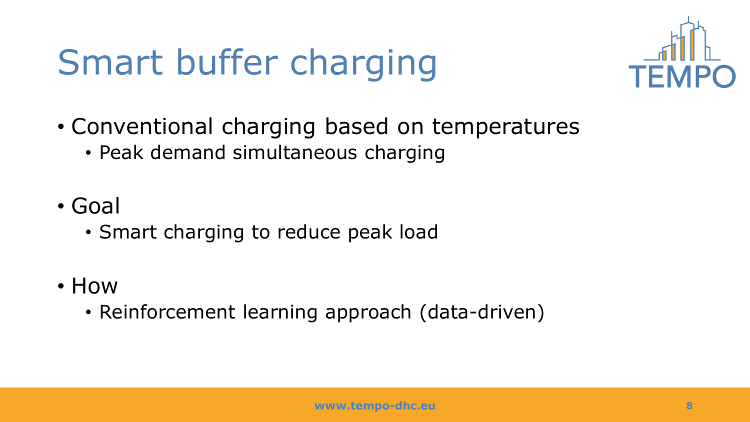# Smart buffer charging

- Conventional charging based on temperatures
  - Peak demand simultaneous charging
- Goal
  - Smart charging to reduce peak load
- How
  - Reinforcement learning approach (data-driven)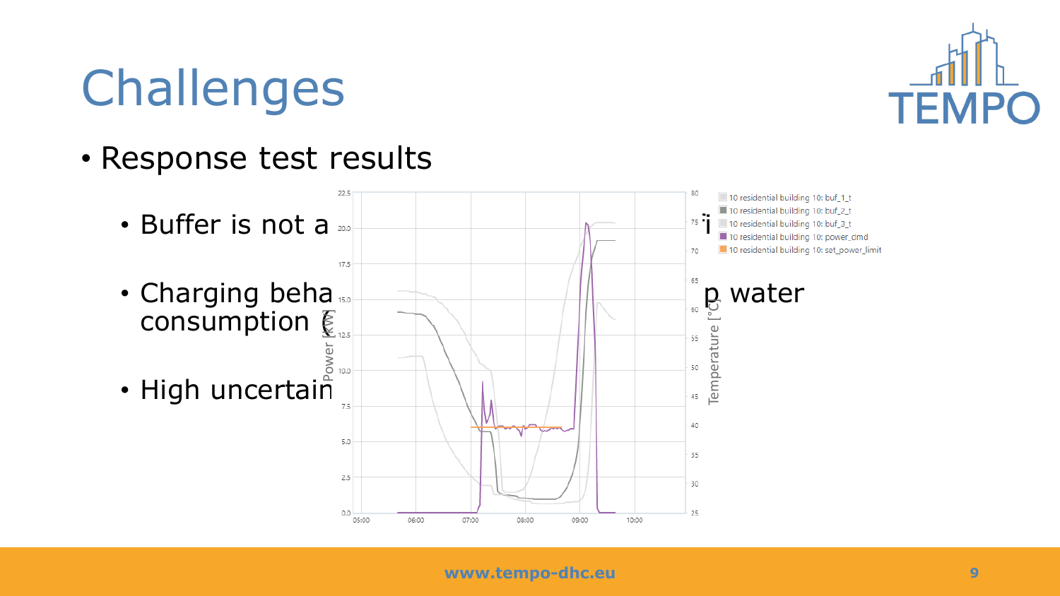# Challenges

- Response test results
  - Buffer is not a … i
  - Charging beha… p water consumption …
  - High uncertain…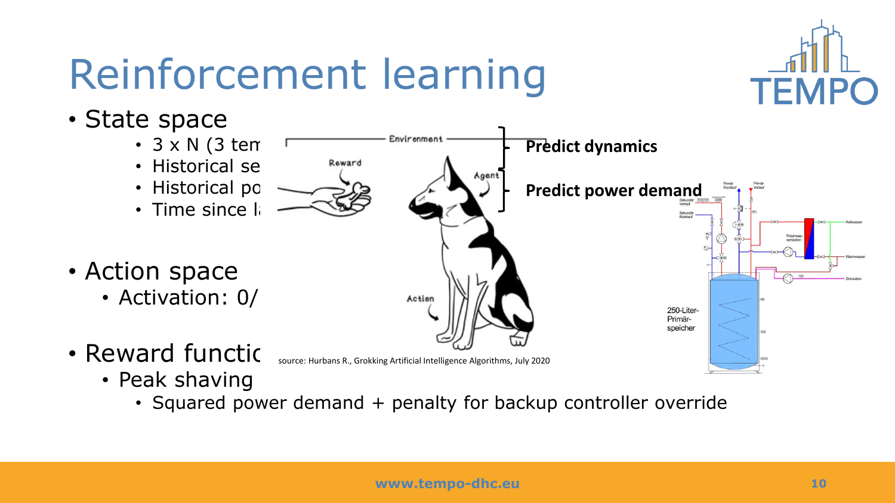# Reinforcement learning

- State space
  - 3 x N (3 tem
  - Historical se
  - Historical po
  - Time since l
- Action space
  - Activation: 0/
- Reward functic
  - Peak shaving
    - Squared power demand + penalty for backup controller override

**Predict dynamics**

**Predict power demand**

source: Hurbans R., Grokking Artificial Intelligence Algorithms, July 2020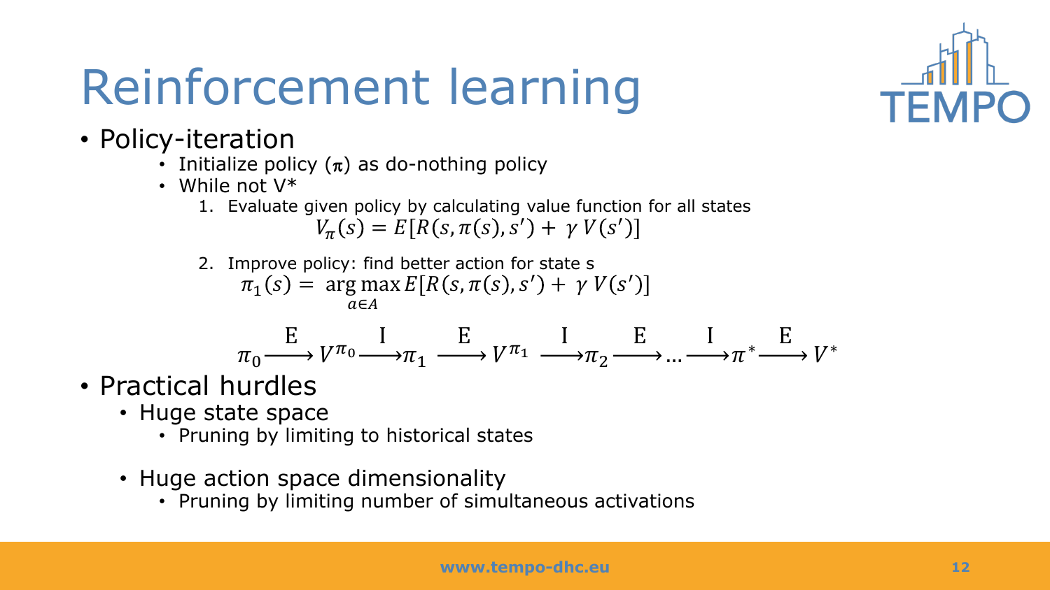# Reinforcement learning

- Policy-iteration
  - Initialize policy ($\pi$) as do-nothing policy
  - While not V*
    1. Evaluate given policy by calculating value function for all states
       $$V_{\pi}(s) = E[R(s, \pi(s), s') + \gamma V(s')]$$
    2. Improve policy: find better action for state s
       $$\pi_1(s) = \arg\max_{a \in A} E[R(s, \pi(s), s') + \gamma V(s')]$$

$$\pi_0 \xrightarrow{\text{E}} V^{\pi_0} \xrightarrow{\text{I}} \pi_1 \xrightarrow{\text{E}} V^{\pi_1} \xrightarrow{\text{I}} \pi_2 \xrightarrow{\text{E}} \ldots \xrightarrow{\text{I}} \pi^* \xrightarrow{\text{E}} V^*$$

- Practical hurdles
  - Huge state space
    - Pruning by limiting to historical states
  - Huge action space dimensionality
    - Pruning by limiting number of simultaneous activations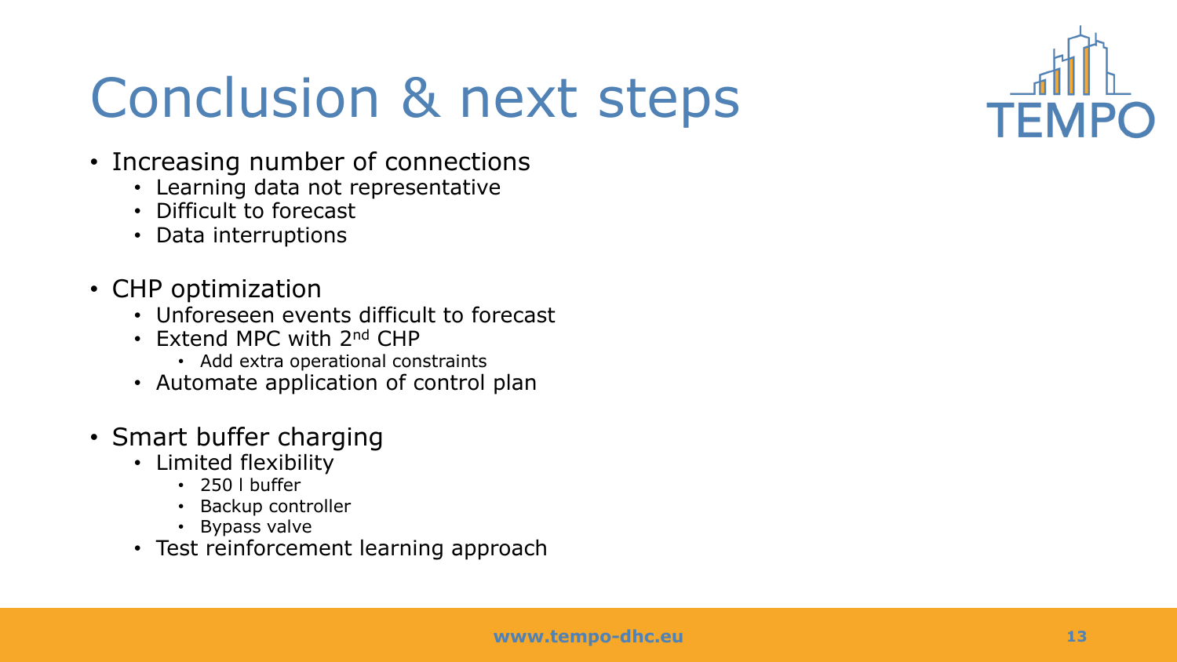# Conclusion & next steps

- Increasing number of connections
  - Learning data not representative
  - Difficult to forecast
  - Data interruptions
- CHP optimization
  - Unforeseen events difficult to forecast
  - Extend MPC with 2nd CHP
    - Add extra operational constraints
  - Automate application of control plan
- Smart buffer charging
  - Limited flexibility
    - 250 l buffer
    - Backup controller
    - Bypass valve
  - Test reinforcement learning approach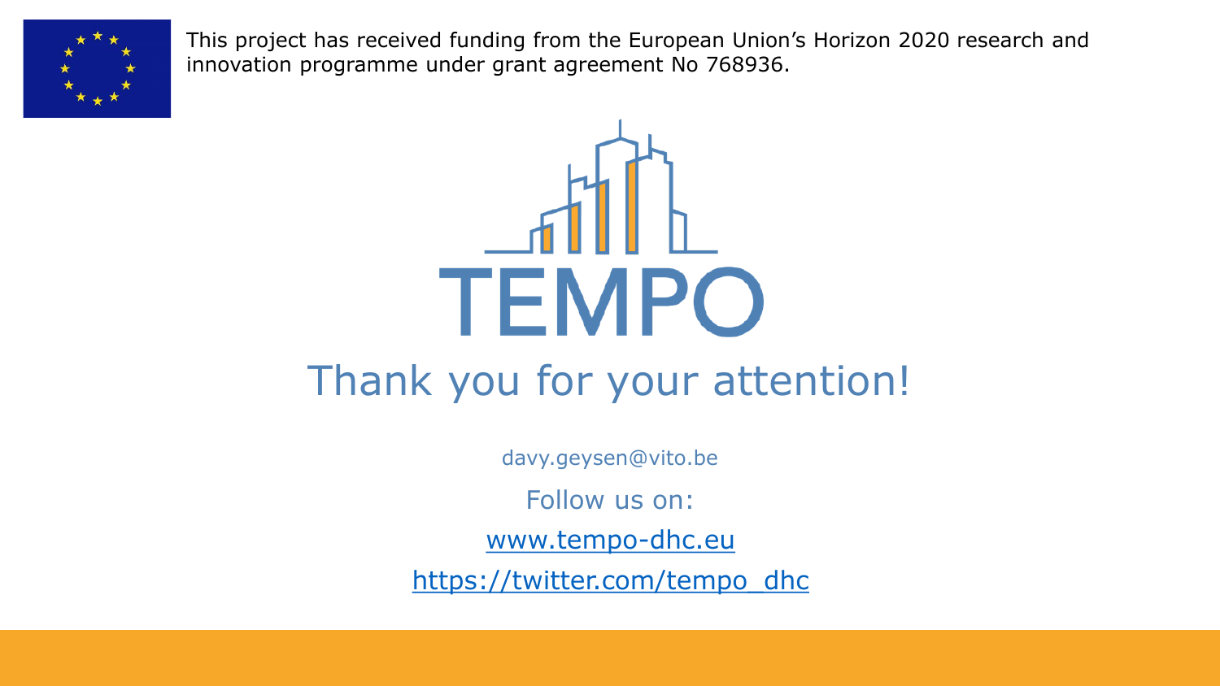This project has received funding from the European Union's Horizon 2020 research and innovation programme under grant agreement No 768936.

TEMPO

# Thank you for your attention!

davy.geysen@vito.be

Follow us on:

www.tempo-dhc.eu

https://twitter.com/tempo_dhc